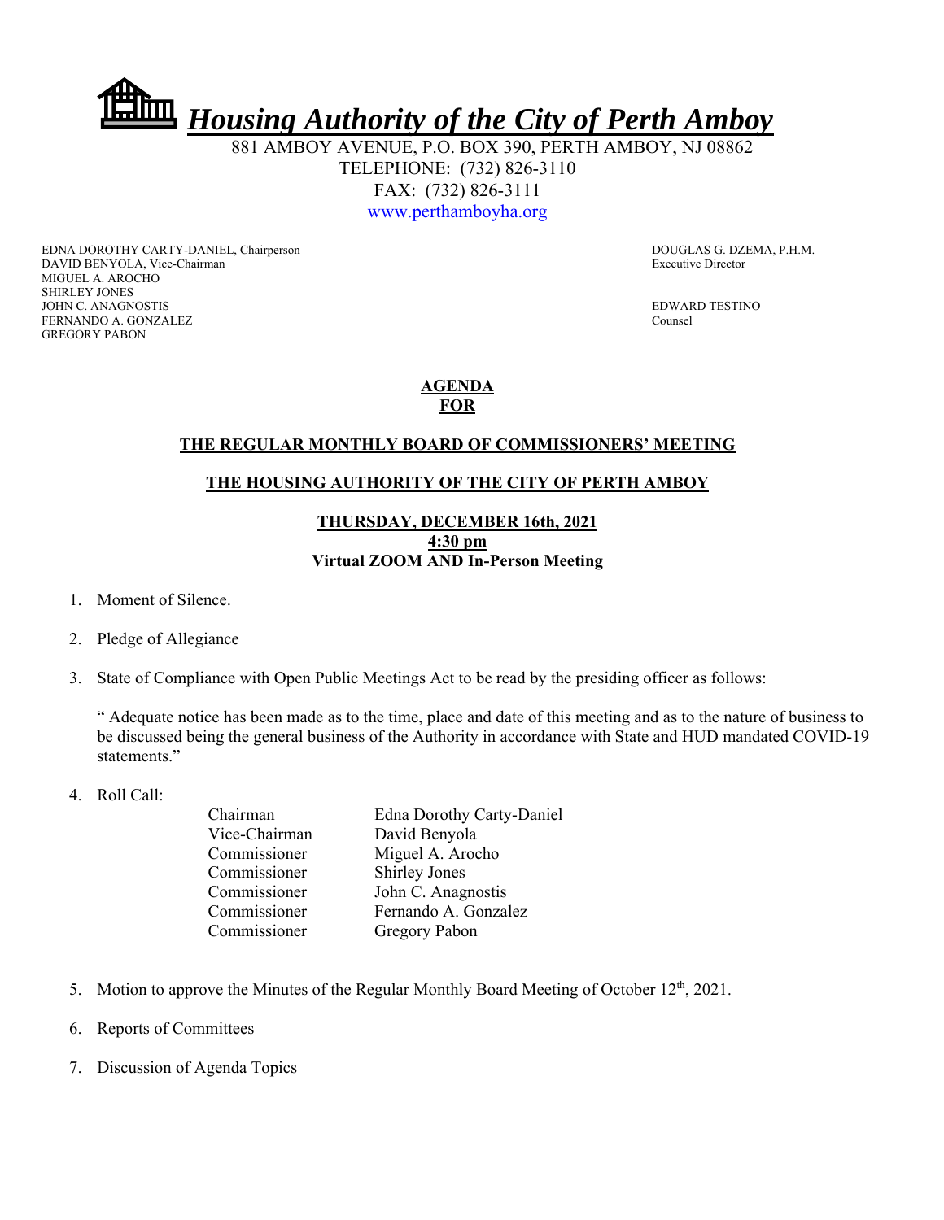# *Housing Authority of the City of Perth Amboy*

881 AMBOY AVENUE, P.O. BOX 390, PERTH AMBOY, NJ 08862
TELEPHONE: (732) 826-3110
FAX: (732) 826-3111
www.perthamboyha.org

EDNA DOROTHY CARTY-DANIEL, Chairperson
DAVID BENYOLA, Vice-Chairman
MIGUEL A. AROCHO
SHIRLEY JONES
JOHN C. ANAGNOSTIS
FERNANDO A. GONZALEZ
GREGORY PABON

DOUGLAS G. DZEMA, P.H.M.
Executive Director

EDWARD TESTINO
Counsel

**AGENDA**
**FOR**

**THE REGULAR MONTHLY BOARD OF COMMISSIONERS' MEETING**

**THE HOUSING AUTHORITY OF THE CITY OF PERTH AMBOY**

**THURSDAY, DECEMBER 16th, 2021**
**4:30 pm**
**Virtual ZOOM AND In-Person Meeting**

1. Moment of Silence.

2. Pledge of Allegiance

3. State of Compliance with Open Public Meetings Act to be read by the presiding officer as follows:

   " Adequate notice has been made as to the time, place and date of this meeting and as to the nature of business to be discussed being the general business of the Authority in accordance with State and HUD mandated COVID-19 statements."

4. Roll Call:

   | | |
   |---|---|
   | Chairman | Edna Dorothy Carty-Daniel |
   | Vice-Chairman | David Benyola |
   | Commissioner | Miguel A. Arocho |
   | Commissioner | Shirley Jones |
   | Commissioner | John C. Anagnostis |
   | Commissioner | Fernando A. Gonzalez |
   | Commissioner | Gregory Pabon |

5. Motion to approve the Minutes of the Regular Monthly Board Meeting of October 12th, 2021.

6. Reports of Committees

7. Discussion of Agenda Topics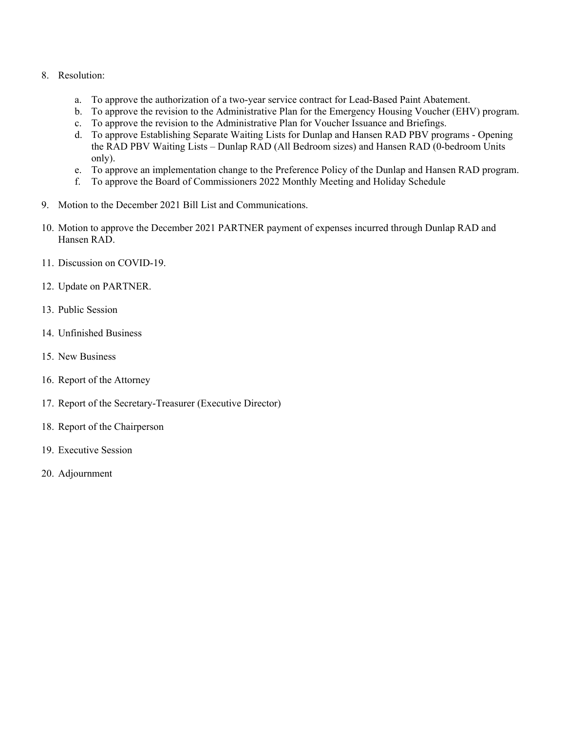8. Resolution:

    a. To approve the authorization of a two-year service contract for Lead-Based Paint Abatement.
    b. To approve the revision to the Administrative Plan for the Emergency Housing Voucher (EHV) program.
    c. To approve the revision to the Administrative Plan for Voucher Issuance and Briefings.
    d. To approve Establishing Separate Waiting Lists for Dunlap and Hansen RAD PBV programs - Opening the RAD PBV Waiting Lists – Dunlap RAD (All Bedroom sizes) and Hansen RAD (0-bedroom Units only).
    e. To approve an implementation change to the Preference Policy of the Dunlap and Hansen RAD program.
    f. To approve the Board of Commissioners 2022 Monthly Meeting and Holiday Schedule

9. Motion to the December 2021 Bill List and Communications.

10. Motion to approve the December 2021 PARTNER payment of expenses incurred through Dunlap RAD and Hansen RAD.

11. Discussion on COVID-19.

12. Update on PARTNER.

13. Public Session

14. Unfinished Business

15. New Business

16. Report of the Attorney

17. Report of the Secretary-Treasurer (Executive Director)

18. Report of the Chairperson

19. Executive Session

20. Adjournment